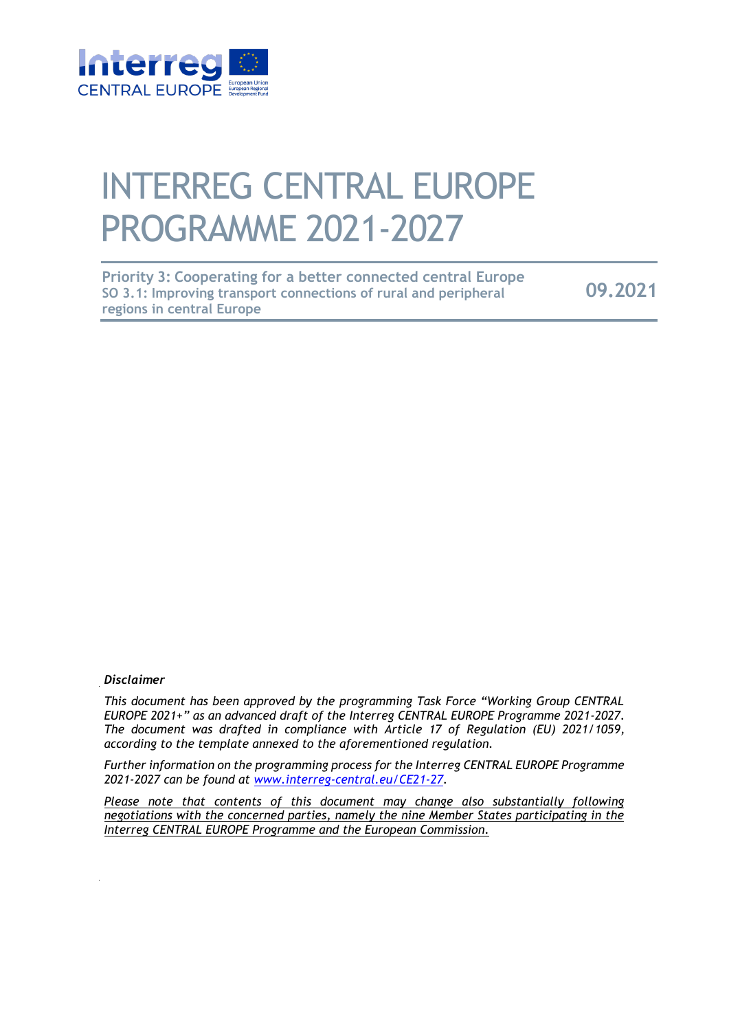# INTERREG CENTRAL EUROPE PROGRAMME 2021-2027

**Priority 3: Cooperating for a better connected central Europe**
**SO 3.1: Improving transport connections of rural and peripheral regions in central Europe**

**09.2021**

***Disclaimer***

*This document has been approved by the programming Task Force "Working Group CENTRAL EUROPE 2021+" as an advanced draft of the Interreg CENTRAL EUROPE Programme 2021-2027. The document was drafted in compliance with Article 17 of Regulation (EU) 2021/1059, according to the template annexed to the aforementioned regulation.*

*Further information on the programming process for the Interreg CENTRAL EUROPE Programme 2021-2027 can be found at [www.interreg-central.eu/CE21-27](www.interreg-central.eu/CE21-27).*

*<u>Please note that contents of this document may change also substantially following negotiations with the concerned parties, namely the nine Member States participating in the Interreg CENTRAL EUROPE Programme and the European Commission.</u>*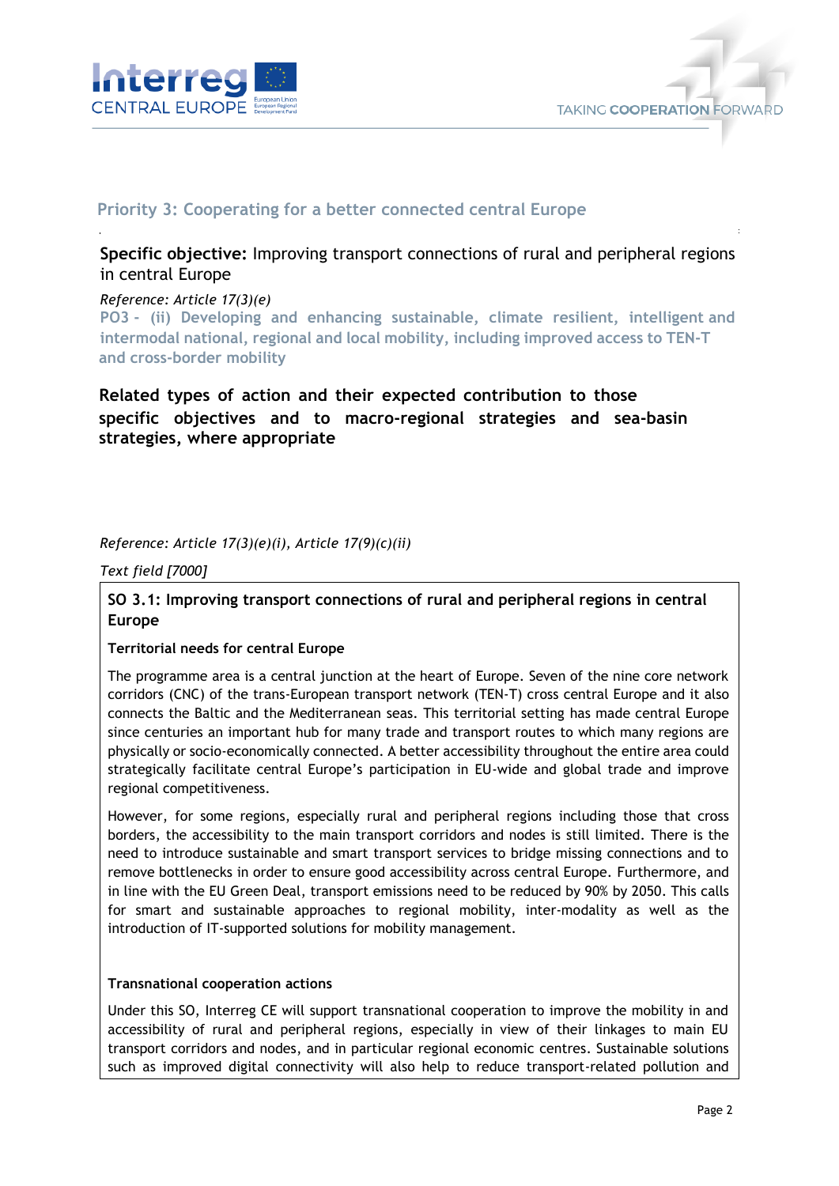## Priority 3: Cooperating for a better connected central Europe

**Specific objective:** Improving transport connections of rural and peripheral regions in central Europe

*Reference: Article 17(3)(e)*

PO3 - (ii) Developing and enhancing sustainable, climate resilient, intelligent and intermodal national, regional and local mobility, including improved access to TEN-T and cross-border mobility

### Related types of action and their expected contribution to those specific objectives and to macro-regional strategies and sea-basin strategies, where appropriate

*Reference: Article 17(3)(e)(i), Article 17(9)(c)(ii)*

*Text field [7000]*

**SO 3.1: Improving transport connections of rural and peripheral regions in central Europe**

**Territorial needs for central Europe**

The programme area is a central junction at the heart of Europe. Seven of the nine core network corridors (CNC) of the trans-European transport network (TEN-T) cross central Europe and it also connects the Baltic and the Mediterranean seas. This territorial setting has made central Europe since centuries an important hub for many trade and transport routes to which many regions are physically or socio-economically connected. A better accessibility throughout the entire area could strategically facilitate central Europe's participation in EU-wide and global trade and improve regional competitiveness.

However, for some regions, especially rural and peripheral regions including those that cross borders, the accessibility to the main transport corridors and nodes is still limited. There is the need to introduce sustainable and smart transport services to bridge missing connections and to remove bottlenecks in order to ensure good accessibility across central Europe. Furthermore, and in line with the EU Green Deal, transport emissions need to be reduced by 90% by 2050. This calls for smart and sustainable approaches to regional mobility, inter-modality as well as the introduction of IT-supported solutions for mobility management.

**Transnational cooperation actions**

Under this SO, Interreg CE will support transnational cooperation to improve the mobility in and accessibility of rural and peripheral regions, especially in view of their linkages to main EU transport corridors and nodes, and in particular regional economic centres. Sustainable solutions such as improved digital connectivity will also help to reduce transport-related pollution and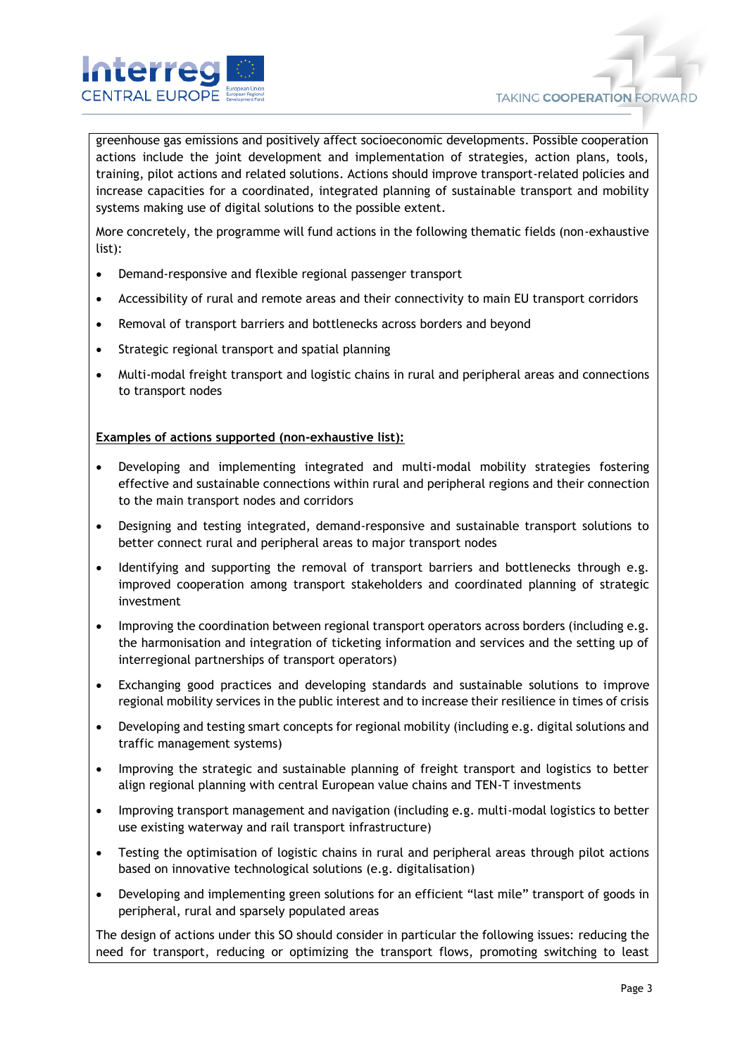greenhouse gas emissions and positively affect socioeconomic developments. Possible cooperation actions include the joint development and implementation of strategies, action plans, tools, training, pilot actions and related solutions. Actions should improve transport-related policies and increase capacities for a coordinated, integrated planning of sustainable transport and mobility systems making use of digital solutions to the possible extent.

More concretely, the programme will fund actions in the following thematic fields (non-exhaustive list):

- Demand-responsive and flexible regional passenger transport
- Accessibility of rural and remote areas and their connectivity to main EU transport corridors
- Removal of transport barriers and bottlenecks across borders and beyond
- Strategic regional transport and spatial planning
- Multi-modal freight transport and logistic chains in rural and peripheral areas and connections to transport nodes

**Examples of actions supported (non-exhaustive list):**

- Developing and implementing integrated and multi-modal mobility strategies fostering effective and sustainable connections within rural and peripheral regions and their connection to the main transport nodes and corridors
- Designing and testing integrated, demand-responsive and sustainable transport solutions to better connect rural and peripheral areas to major transport nodes
- Identifying and supporting the removal of transport barriers and bottlenecks through e.g. improved cooperation among transport stakeholders and coordinated planning of strategic investment
- Improving the coordination between regional transport operators across borders (including e.g. the harmonisation and integration of ticketing information and services and the setting up of interregional partnerships of transport operators)
- Exchanging good practices and developing standards and sustainable solutions to improve regional mobility services in the public interest and to increase their resilience in times of crisis
- Developing and testing smart concepts for regional mobility (including e.g. digital solutions and traffic management systems)
- Improving the strategic and sustainable planning of freight transport and logistics to better align regional planning with central European value chains and TEN-T investments
- Improving transport management and navigation (including e.g. multi-modal logistics to better use existing waterway and rail transport infrastructure)
- Testing the optimisation of logistic chains in rural and peripheral areas through pilot actions based on innovative technological solutions (e.g. digitalisation)
- Developing and implementing green solutions for an efficient "last mile" transport of goods in peripheral, rural and sparsely populated areas

The design of actions under this SO should consider in particular the following issues: reducing the need for transport, reducing or optimizing the transport flows, promoting switching to least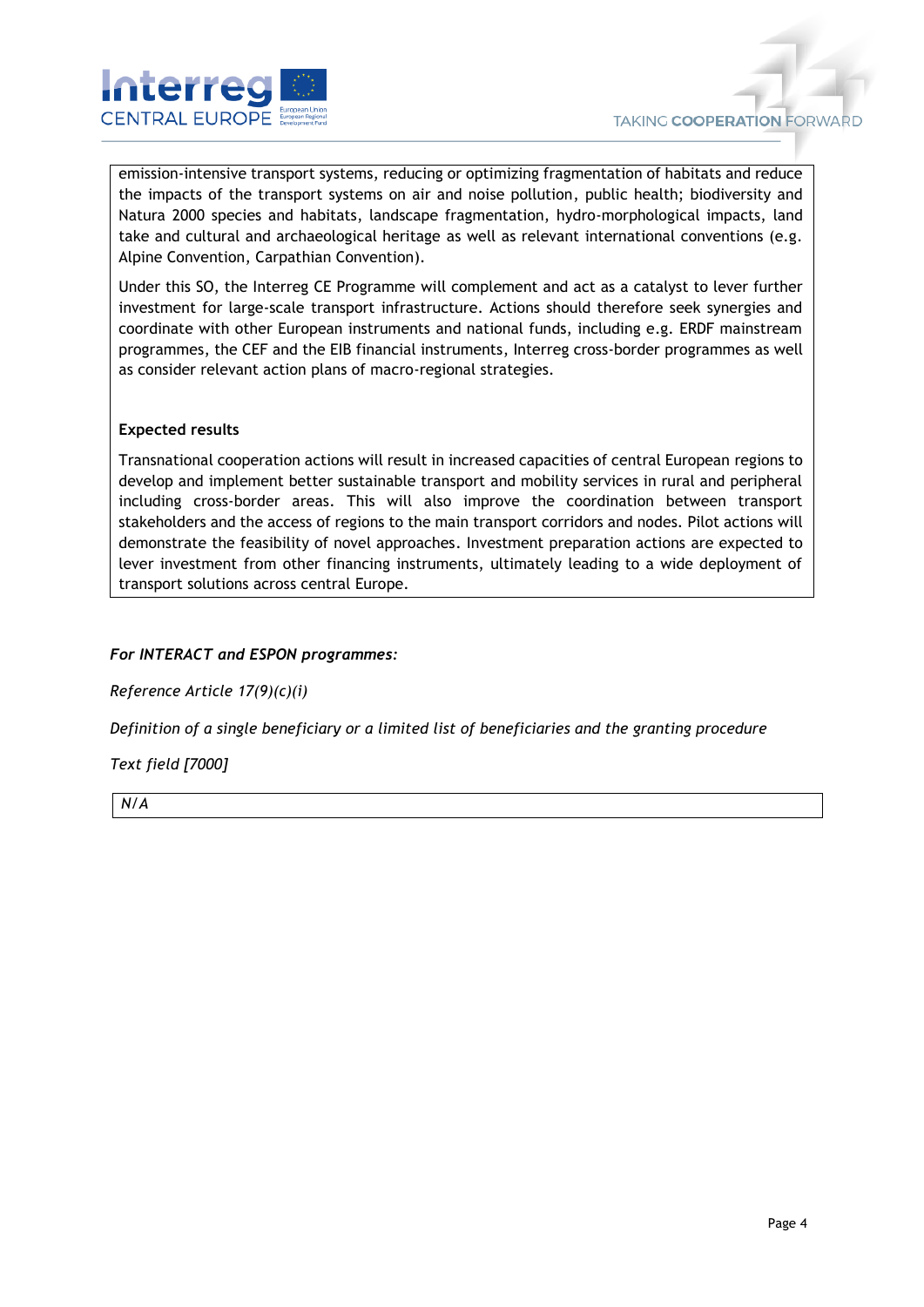emission-intensive transport systems, reducing or optimizing fragmentation of habitats and reduce the impacts of the transport systems on air and noise pollution, public health; biodiversity and Natura 2000 species and habitats, landscape fragmentation, hydro-morphological impacts, land take and cultural and archaeological heritage as well as relevant international conventions (e.g. Alpine Convention, Carpathian Convention).

Under this SO, the Interreg CE Programme will complement and act as a catalyst to lever further investment for large-scale transport infrastructure. Actions should therefore seek synergies and coordinate with other European instruments and national funds, including e.g. ERDF mainstream programmes, the CEF and the EIB financial instruments, Interreg cross-border programmes as well as consider relevant action plans of macro-regional strategies.

**Expected results**

Transnational cooperation actions will result in increased capacities of central European regions to develop and implement better sustainable transport and mobility services in rural and peripheral including cross-border areas. This will also improve the coordination between transport stakeholders and the access of regions to the main transport corridors and nodes. Pilot actions will demonstrate the feasibility of novel approaches. Investment preparation actions are expected to lever investment from other financing instruments, ultimately leading to a wide deployment of transport solutions across central Europe.

***For INTERACT and ESPON programmes:***

*Reference Article 17(9)(c)(i)*

*Definition of a single beneficiary or a limited list of beneficiaries and the granting procedure*

*Text field [7000]*

*N/A*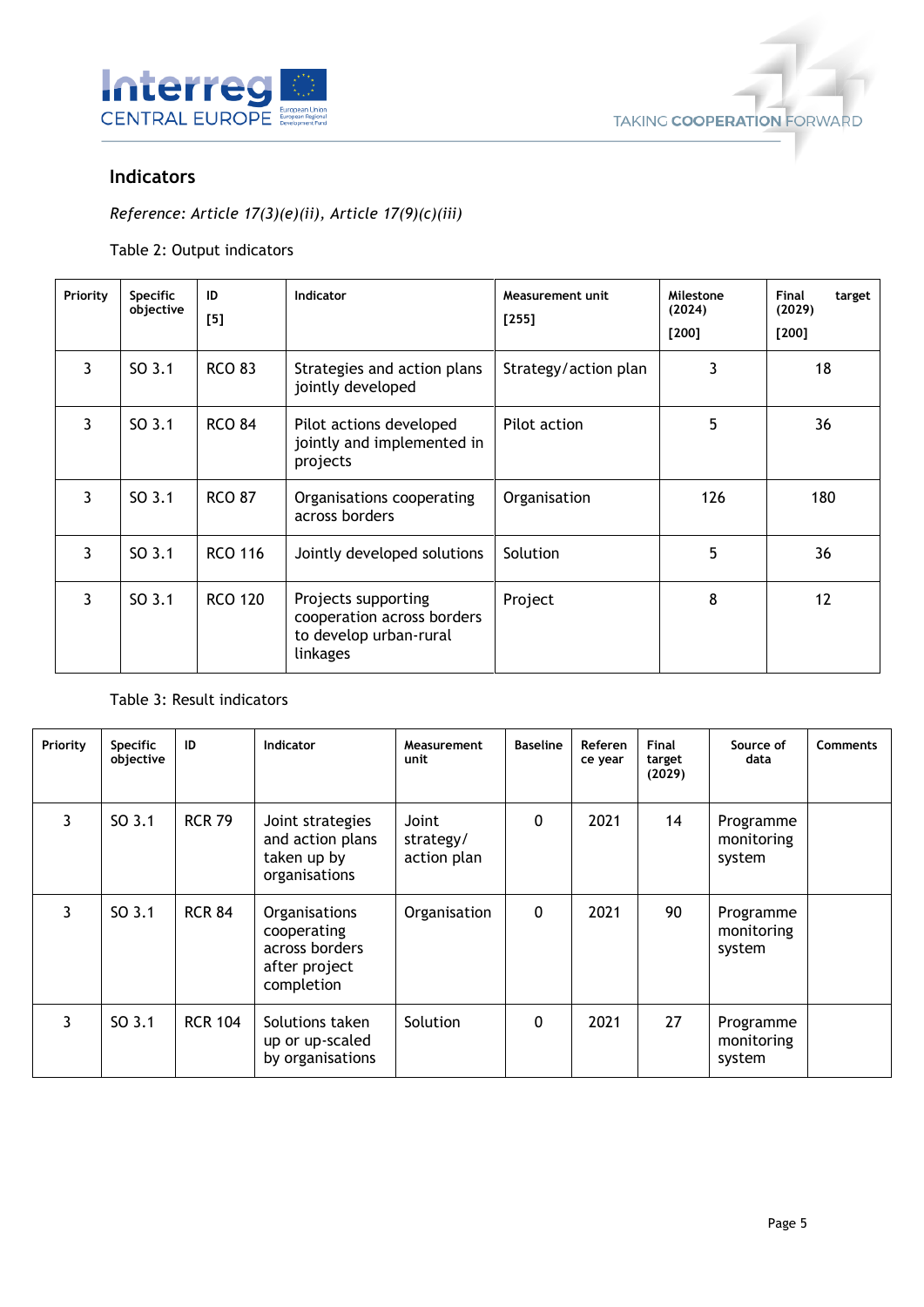## Indicators

*Reference: Article 17(3)(e)(ii), Article 17(9)(c)(iii)*

Table 2: Output indicators

| Priority | Specific objective | ID [5] | Indicator | Measurement unit [255] | Milestone (2024) [200] | Final target (2029) [200] |
|---|---|---|---|---|---|---|
| 3 | SO 3.1 | RCO 83 | Strategies and action plans jointly developed | Strategy/action plan | 3 | 18 |
| 3 | SO 3.1 | RCO 84 | Pilot actions developed jointly and implemented in projects | Pilot action | 5 | 36 |
| 3 | SO 3.1 | RCO 87 | Organisations cooperating across borders | Organisation | 126 | 180 |
| 3 | SO 3.1 | RCO 116 | Jointly developed solutions | Solution | 5 | 36 |
| 3 | SO 3.1 | RCO 120 | Projects supporting cooperation across borders to develop urban-rural linkages | Project | 8 | 12 |

Table 3: Result indicators

| Priority | Specific objective | ID | Indicator | Measurement unit | Baseline | Reference year | Final target (2029) | Source of data | Comments |
|---|---|---|---|---|---|---|---|---|---|
| 3 | SO 3.1 | RCR 79 | Joint strategies and action plans taken up by organisations | Joint strategy/ action plan | 0 | 2021 | 14 | Programme monitoring system | |
| 3 | SO 3.1 | RCR 84 | Organisations cooperating across borders after project completion | Organisation | 0 | 2021 | 90 | Programme monitoring system | |
| 3 | SO 3.1 | RCR 104 | Solutions taken up or up-scaled by organisations | Solution | 0 | 2021 | 27 | Programme monitoring system | |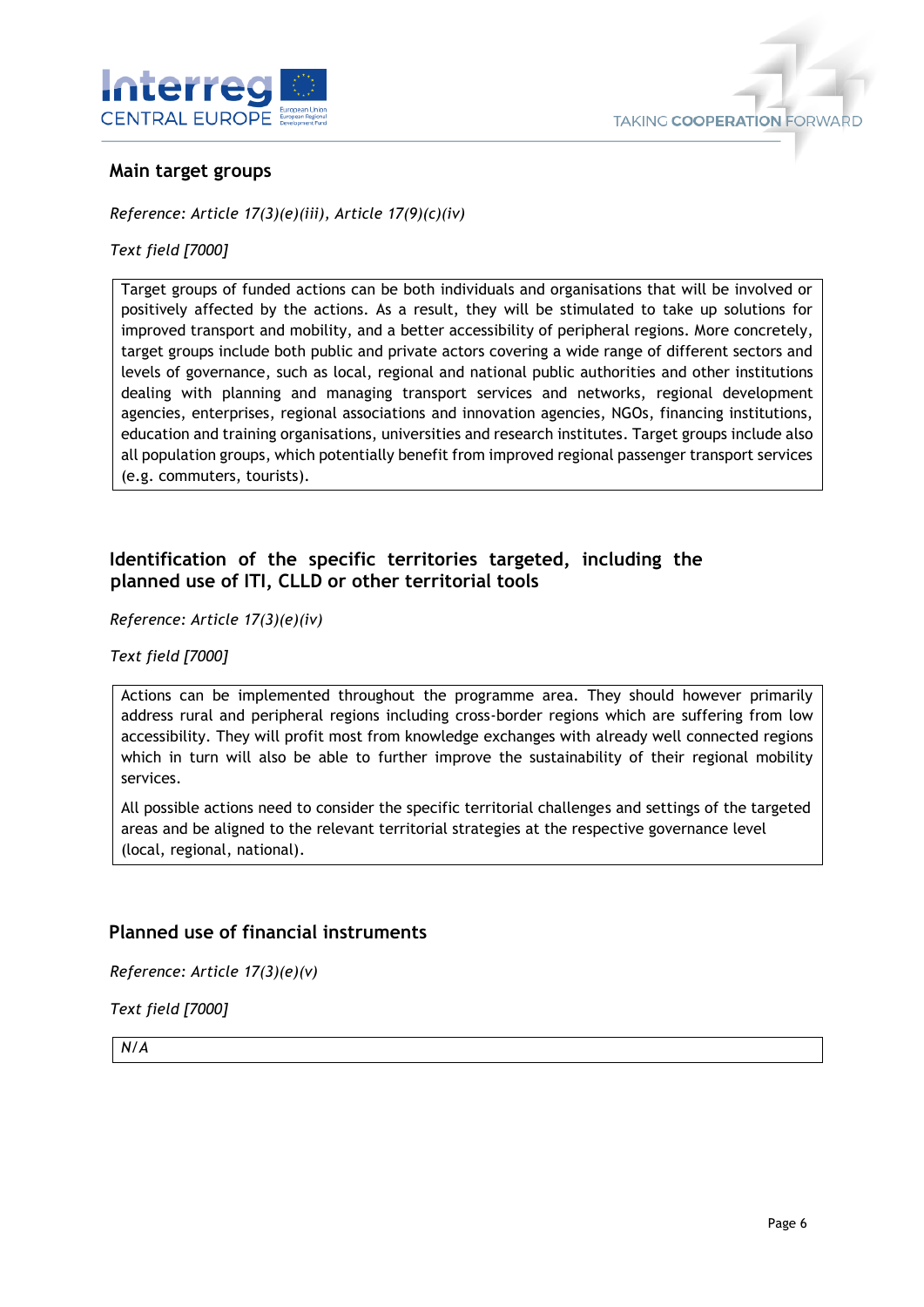## Main target groups

*Reference: Article 17(3)(e)(iii), Article 17(9)(c)(iv)*

*Text field [7000]*

Target groups of funded actions can be both individuals and organisations that will be involved or positively affected by the actions. As a result, they will be stimulated to take up solutions for improved transport and mobility, and a better accessibility of peripheral regions. More concretely, target groups include both public and private actors covering a wide range of different sectors and levels of governance, such as local, regional and national public authorities and other institutions dealing with planning and managing transport services and networks, regional development agencies, enterprises, regional associations and innovation agencies, NGOs, financing institutions, education and training organisations, universities and research institutes. Target groups include also all population groups, which potentially benefit from improved regional passenger transport services (e.g. commuters, tourists).

## Identification of the specific territories targeted, including the planned use of ITI, CLLD or other territorial tools

*Reference: Article 17(3)(e)(iv)*

*Text field [7000]*

Actions can be implemented throughout the programme area. They should however primarily address rural and peripheral regions including cross-border regions which are suffering from low accessibility. They will profit most from knowledge exchanges with already well connected regions which in turn will also be able to further improve the sustainability of their regional mobility services.

All possible actions need to consider the specific territorial challenges and settings of the targeted areas and be aligned to the relevant territorial strategies at the respective governance level (local, regional, national).

## Planned use of financial instruments

*Reference: Article 17(3)(e)(v)*

*Text field [7000]*

*N/A*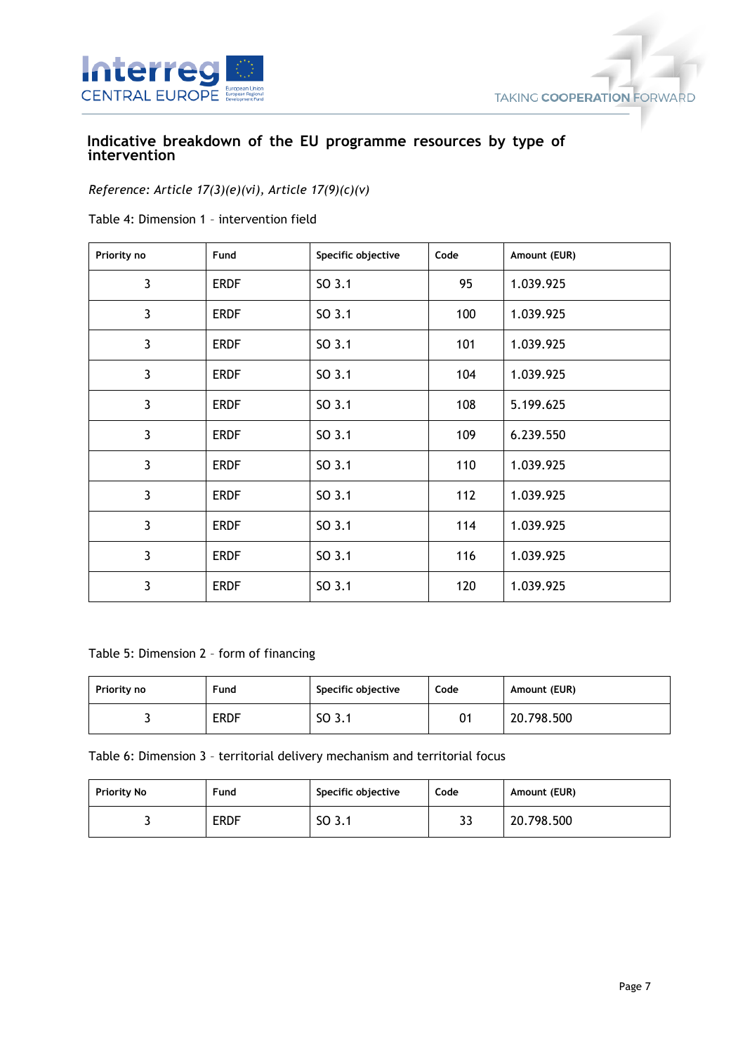## Indicative breakdown of the EU programme resources by type of intervention

*Reference: Article 17(3)(e)(vi), Article 17(9)(c)(v)*

Table 4: Dimension 1 – intervention field

| Priority no | Fund | Specific objective | Code | Amount (EUR) |
|---|---|---|---|---|
| 3 | ERDF | SO 3.1 | 95 | 1.039.925 |
| 3 | ERDF | SO 3.1 | 100 | 1.039.925 |
| 3 | ERDF | SO 3.1 | 101 | 1.039.925 |
| 3 | ERDF | SO 3.1 | 104 | 1.039.925 |
| 3 | ERDF | SO 3.1 | 108 | 5.199.625 |
| 3 | ERDF | SO 3.1 | 109 | 6.239.550 |
| 3 | ERDF | SO 3.1 | 110 | 1.039.925 |
| 3 | ERDF | SO 3.1 | 112 | 1.039.925 |
| 3 | ERDF | SO 3.1 | 114 | 1.039.925 |
| 3 | ERDF | SO 3.1 | 116 | 1.039.925 |
| 3 | ERDF | SO 3.1 | 120 | 1.039.925 |

Table 5: Dimension 2 – form of financing

| Priority no | Fund | Specific objective | Code | Amount (EUR) |
|---|---|---|---|---|
| 3 | ERDF | SO 3.1 | 01 | 20.798.500 |

Table 6: Dimension 3 – territorial delivery mechanism and territorial focus

| Priority No | Fund | Specific objective | Code | Amount (EUR) |
|---|---|---|---|---|
| 3 | ERDF | SO 3.1 | 33 | 20.798.500 |